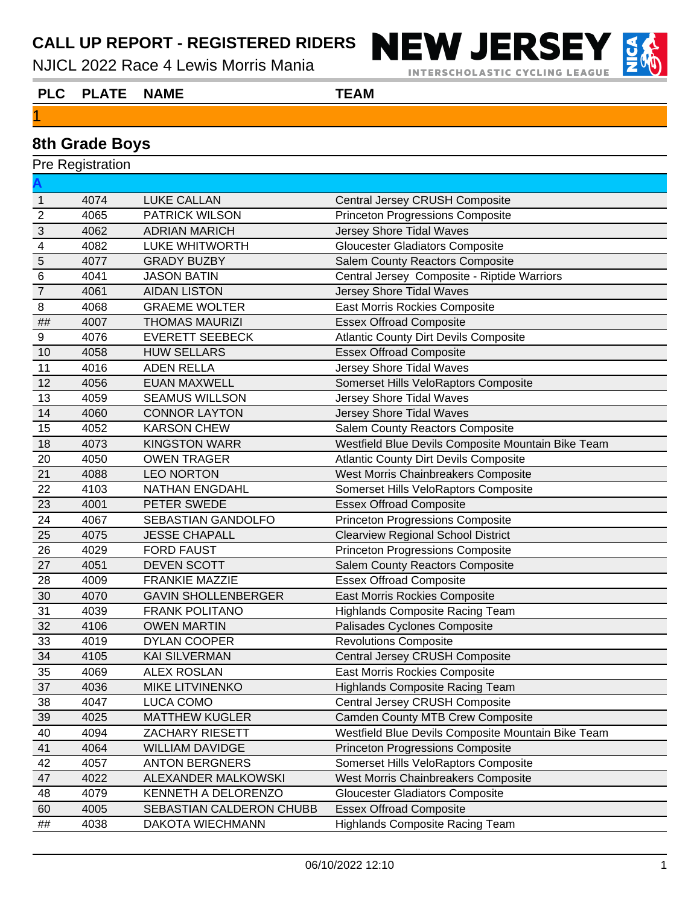# CALL UP REPORT - REGISTERED RIDERS

NJICL 2022 Race 4 Lewis Morris Mania

NEW JERSEY INTERSCHOLASTIC CYCLING LEAGUE

| PLC | PLATE | NAME | TEAM |
|---|---|---|---|

**1**

## 8th Grade Boys

Pre Registration

**A**

| PLC | PLATE | NAME | TEAM |
|---|---|---|---|
| 1 | 4074 | LUKE CALLAN | Central Jersey CRUSH Composite |
| 2 | 4065 | PATRICK WILSON | Princeton Progressions Composite |
| 3 | 4062 | ADRIAN MARICH | Jersey Shore Tidal Waves |
| 4 | 4082 | LUKE WHITWORTH | Gloucester Gladiators Composite |
| 5 | 4077 | GRADY BUZBY | Salem County Reactors Composite |
| 6 | 4041 | JASON BATIN | Central Jersey Composite - Riptide Warriors |
| 7 | 4061 | AIDAN LISTON | Jersey Shore Tidal Waves |
| 8 | 4068 | GRAEME WOLTER | East Morris Rockies Composite |
| ## | 4007 | THOMAS MAURIZI | Essex Offroad Composite |
| 9 | 4076 | EVERETT SEEBECK | Atlantic County Dirt Devils Composite |
| 10 | 4058 | HUW SELLARS | Essex Offroad Composite |
| 11 | 4016 | ADEN RELLA | Jersey Shore Tidal Waves |
| 12 | 4056 | EUAN MAXWELL | Somerset Hills VeloRaptors Composite |
| 13 | 4059 | SEAMUS WILLSON | Jersey Shore Tidal Waves |
| 14 | 4060 | CONNOR LAYTON | Jersey Shore Tidal Waves |
| 15 | 4052 | KARSON CHEW | Salem County Reactors Composite |
| 18 | 4073 | KINGSTON WARR | Westfield Blue Devils Composite Mountain Bike Team |
| 20 | 4050 | OWEN TRAGER | Atlantic County Dirt Devils Composite |
| 21 | 4088 | LEO NORTON | West Morris Chainbreakers Composite |
| 22 | 4103 | NATHAN ENGDAHL | Somerset Hills VeloRaptors Composite |
| 23 | 4001 | PETER SWEDE | Essex Offroad Composite |
| 24 | 4067 | SEBASTIAN GANDOLFO | Princeton Progressions Composite |
| 25 | 4075 | JESSE CHAPALL | Clearview Regional School District |
| 26 | 4029 | FORD FAUST | Princeton Progressions Composite |
| 27 | 4051 | DEVEN SCOTT | Salem County Reactors Composite |
| 28 | 4009 | FRANKIE MAZZIE | Essex Offroad Composite |
| 30 | 4070 | GAVIN SHOLLENBERGER | East Morris Rockies Composite |
| 31 | 4039 | FRANK POLITANO | Highlands Composite Racing Team |
| 32 | 4106 | OWEN MARTIN | Palisades Cyclones Composite |
| 33 | 4019 | DYLAN COOPER | Revolutions Composite |
| 34 | 4105 | KAI SILVERMAN | Central Jersey CRUSH Composite |
| 35 | 4069 | ALEX ROSLAN | East Morris Rockies Composite |
| 37 | 4036 | MIKE LITVINENKO | Highlands Composite Racing Team |
| 38 | 4047 | LUCA COMO | Central Jersey CRUSH Composite |
| 39 | 4025 | MATTHEW KUGLER | Camden County MTB Crew Composite |
| 40 | 4094 | ZACHARY RIESETT | Westfield Blue Devils Composite Mountain Bike Team |
| 41 | 4064 | WILLIAM DAVIDGE | Princeton Progressions Composite |
| 42 | 4057 | ANTON BERGNERS | Somerset Hills VeloRaptors Composite |
| 47 | 4022 | ALEXANDER MALKOWSKI | West Morris Chainbreakers Composite |
| 48 | 4079 | KENNETH A DELORENZO | Gloucester Gladiators Composite |
| 60 | 4005 | SEBASTIAN CALDERON CHUBB | Essex Offroad Composite |
| ## | 4038 | DAKOTA WIECHMANN | Highlands Composite Racing Team |

06/10/2022 12:10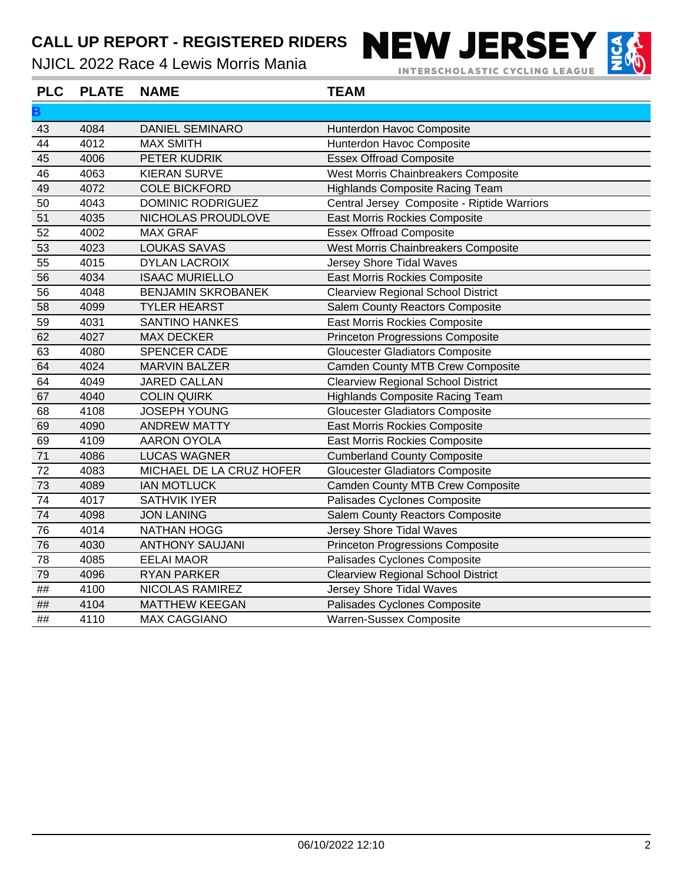# CALL UP REPORT - REGISTERED RIDERS

NJICL 2022 Race 4 Lewis Morris Mania

NEW JERSEY INTERSCHOLASTIC CYCLING LEAGUE

| PLC | PLATE | NAME | TEAM |
|---|---|---|---|
| **B** | | | |
| 43 | 4084 | DANIEL SEMINARO | Hunterdon Havoc Composite |
| 44 | 4012 | MAX SMITH | Hunterdon Havoc Composite |
| 45 | 4006 | PETER KUDRIK | Essex Offroad Composite |
| 46 | 4063 | KIERAN SURVE | West Morris Chainbreakers Composite |
| 49 | 4072 | COLE BICKFORD | Highlands Composite Racing Team |
| 50 | 4043 | DOMINIC RODRIGUEZ | Central Jersey Composite - Riptide Warriors |
| 51 | 4035 | NICHOLAS PROUDLOVE | East Morris Rockies Composite |
| 52 | 4002 | MAX GRAF | Essex Offroad Composite |
| 53 | 4023 | LOUKAS SAVAS | West Morris Chainbreakers Composite |
| 55 | 4015 | DYLAN LACROIX | Jersey Shore Tidal Waves |
| 56 | 4034 | ISAAC MURIELLO | East Morris Rockies Composite |
| 56 | 4048 | BENJAMIN SKROBANEK | Clearview Regional School District |
| 58 | 4099 | TYLER HEARST | Salem County Reactors Composite |
| 59 | 4031 | SANTINO HANKES | East Morris Rockies Composite |
| 62 | 4027 | MAX DECKER | Princeton Progressions Composite |
| 63 | 4080 | SPENCER CADE | Gloucester Gladiators Composite |
| 64 | 4024 | MARVIN BALZER | Camden County MTB Crew Composite |
| 64 | 4049 | JARED CALLAN | Clearview Regional School District |
| 67 | 4040 | COLIN QUIRK | Highlands Composite Racing Team |
| 68 | 4108 | JOSEPH YOUNG | Gloucester Gladiators Composite |
| 69 | 4090 | ANDREW MATTY | East Morris Rockies Composite |
| 69 | 4109 | AARON OYOLA | East Morris Rockies Composite |
| 71 | 4086 | LUCAS WAGNER | Cumberland County Composite |
| 72 | 4083 | MICHAEL DE LA CRUZ HOFER | Gloucester Gladiators Composite |
| 73 | 4089 | IAN MOTLUCK | Camden County MTB Crew Composite |
| 74 | 4017 | SATHVIK IYER | Palisades Cyclones Composite |
| 74 | 4098 | JON LANING | Salem County Reactors Composite |
| 76 | 4014 | NATHAN HOGG | Jersey Shore Tidal Waves |
| 76 | 4030 | ANTHONY SAUJANI | Princeton Progressions Composite |
| 78 | 4085 | EELAI MAOR | Palisades Cyclones Composite |
| 79 | 4096 | RYAN PARKER | Clearview Regional School District |
| ## | 4100 | NICOLAS RAMIREZ | Jersey Shore Tidal Waves |
| ## | 4104 | MATTHEW KEEGAN | Palisades Cyclones Composite |
| ## | 4110 | MAX CAGGIANO | Warren-Sussex Composite |

06/10/2022 12:10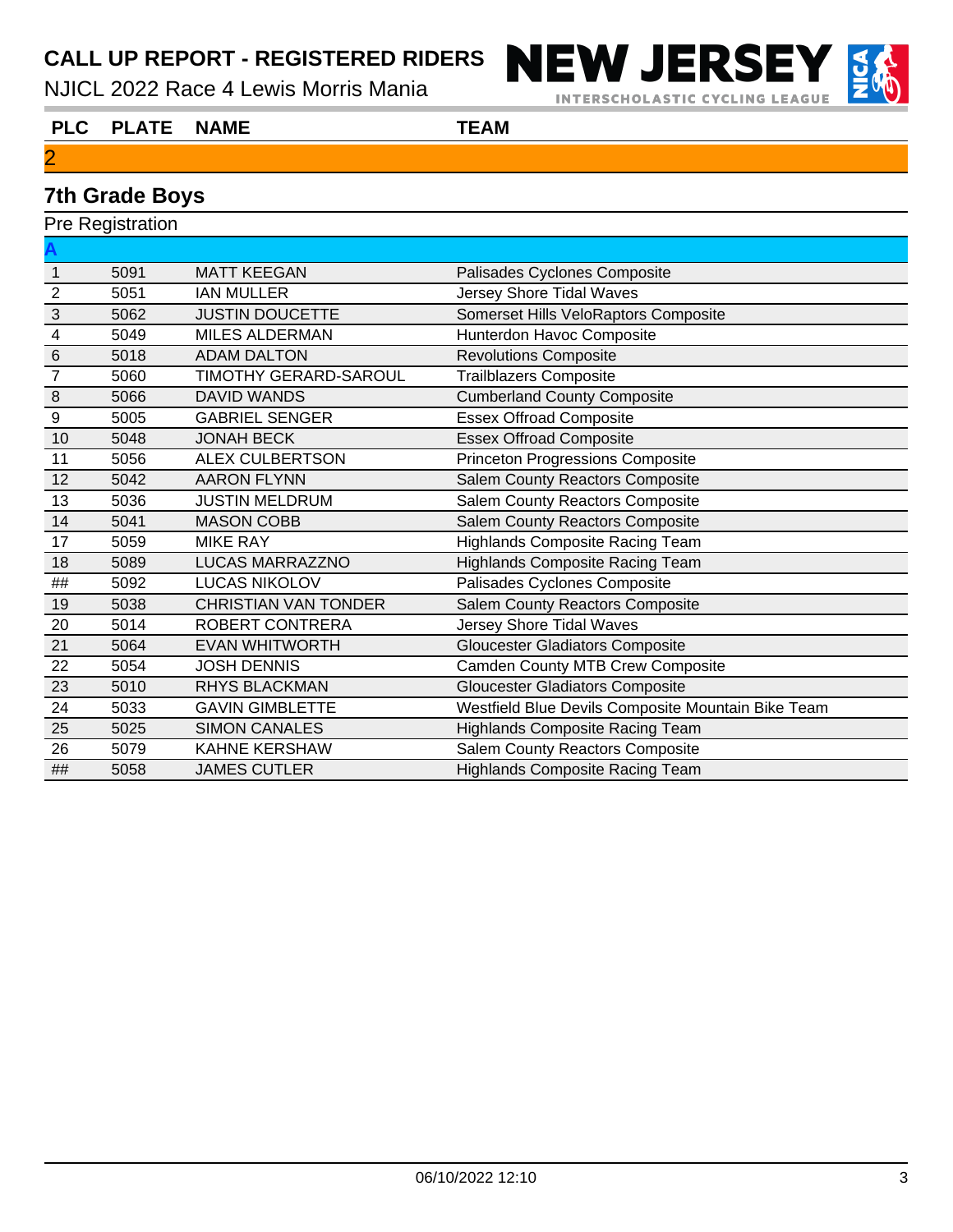# CALL UP REPORT - REGISTERED RIDERS

NJICL 2022 Race 4 Lewis Morris Mania

| PLC | PLATE | NAME | TEAM |
|---|---|---|---|

2

## 7th Grade Boys

Pre Registration

A

| PLC | PLATE | NAME | TEAM |
|---|---|---|---|
| 1 | 5091 | MATT KEEGAN | Palisades Cyclones Composite |
| 2 | 5051 | IAN MULLER | Jersey Shore Tidal Waves |
| 3 | 5062 | JUSTIN DOUCETTE | Somerset Hills VeloRaptors Composite |
| 4 | 5049 | MILES ALDERMAN | Hunterdon Havoc Composite |
| 6 | 5018 | ADAM DALTON | Revolutions Composite |
| 7 | 5060 | TIMOTHY GERARD-SAROUL | Trailblazers Composite |
| 8 | 5066 | DAVID WANDS | Cumberland County Composite |
| 9 | 5005 | GABRIEL SENGER | Essex Offroad Composite |
| 10 | 5048 | JONAH BECK | Essex Offroad Composite |
| 11 | 5056 | ALEX CULBERTSON | Princeton Progressions Composite |
| 12 | 5042 | AARON FLYNN | Salem County Reactors Composite |
| 13 | 5036 | JUSTIN MELDRUM | Salem County Reactors Composite |
| 14 | 5041 | MASON COBB | Salem County Reactors Composite |
| 17 | 5059 | MIKE RAY | Highlands Composite Racing Team |
| 18 | 5089 | LUCAS MARRAZZNO | Highlands Composite Racing Team |
| ## | 5092 | LUCAS NIKOLOV | Palisades Cyclones Composite |
| 19 | 5038 | CHRISTIAN VAN TONDER | Salem County Reactors Composite |
| 20 | 5014 | ROBERT CONTRERA | Jersey Shore Tidal Waves |
| 21 | 5064 | EVAN WHITWORTH | Gloucester Gladiators Composite |
| 22 | 5054 | JOSH DENNIS | Camden County MTB Crew Composite |
| 23 | 5010 | RHYS BLACKMAN | Gloucester Gladiators Composite |
| 24 | 5033 | GAVIN GIMBLETTE | Westfield Blue Devils Composite Mountain Bike Team |
| 25 | 5025 | SIMON CANALES | Highlands Composite Racing Team |
| 26 | 5079 | KAHNE KERSHAW | Salem County Reactors Composite |
| ## | 5058 | JAMES CUTLER | Highlands Composite Racing Team |

06/10/2022 12:10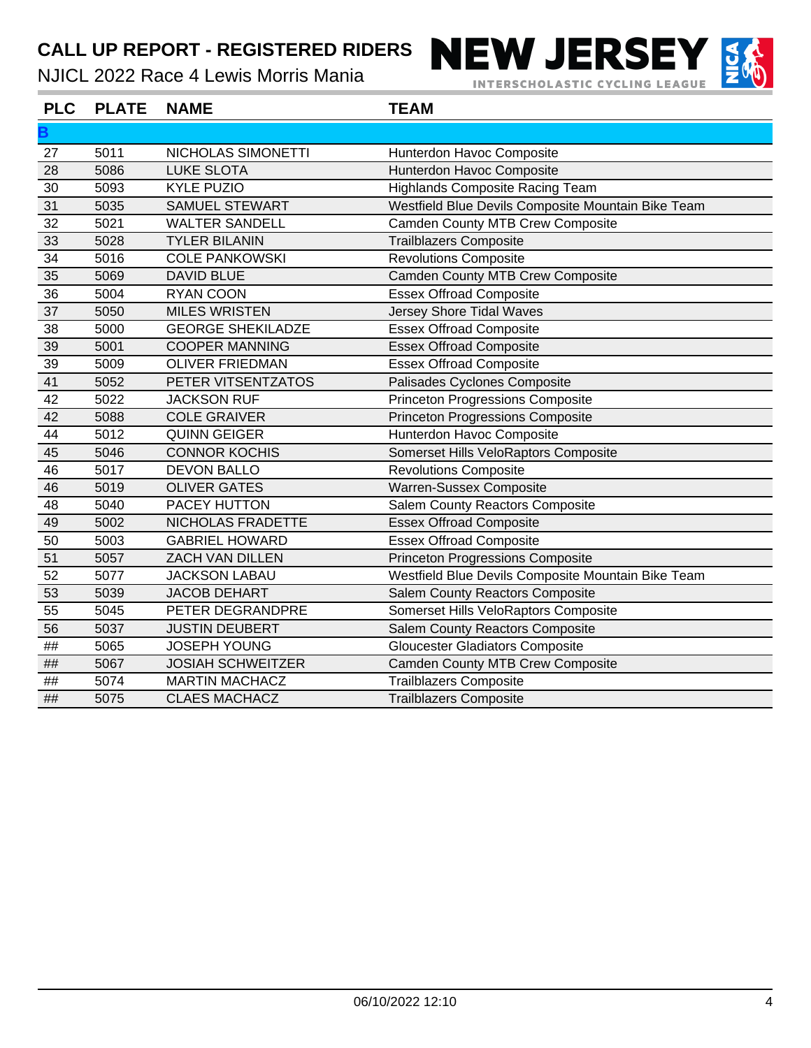# CALL UP REPORT - REGISTERED RIDERS

NJICL 2022 Race 4 Lewis Morris Mania

| PLC | PLATE | NAME | TEAM |
|---|---|---|---|
| **B** | | | |
| 27 | 5011 | NICHOLAS SIMONETTI | Hunterdon Havoc Composite |
| 28 | 5086 | LUKE SLOTA | Hunterdon Havoc Composite |
| 30 | 5093 | KYLE PUZIO | Highlands Composite Racing Team |
| 31 | 5035 | SAMUEL STEWART | Westfield Blue Devils Composite Mountain Bike Team |
| 32 | 5021 | WALTER SANDELL | Camden County MTB Crew Composite |
| 33 | 5028 | TYLER BILANIN | Trailblazers Composite |
| 34 | 5016 | COLE PANKOWSKI | Revolutions Composite |
| 35 | 5069 | DAVID BLUE | Camden County MTB Crew Composite |
| 36 | 5004 | RYAN COON | Essex Offroad Composite |
| 37 | 5050 | MILES WRISTEN | Jersey Shore Tidal Waves |
| 38 | 5000 | GEORGE SHEKILADZE | Essex Offroad Composite |
| 39 | 5001 | COOPER MANNING | Essex Offroad Composite |
| 39 | 5009 | OLIVER FRIEDMAN | Essex Offroad Composite |
| 41 | 5052 | PETER VITSENTZATOS | Palisades Cyclones Composite |
| 42 | 5022 | JACKSON RUF | Princeton Progressions Composite |
| 42 | 5088 | COLE GRAIVER | Princeton Progressions Composite |
| 44 | 5012 | QUINN GEIGER | Hunterdon Havoc Composite |
| 45 | 5046 | CONNOR KOCHIS | Somerset Hills VeloRaptors Composite |
| 46 | 5017 | DEVON BALLO | Revolutions Composite |
| 46 | 5019 | OLIVER GATES | Warren-Sussex Composite |
| 48 | 5040 | PACEY HUTTON | Salem County Reactors Composite |
| 49 | 5002 | NICHOLAS FRADETTE | Essex Offroad Composite |
| 50 | 5003 | GABRIEL HOWARD | Essex Offroad Composite |
| 51 | 5057 | ZACH VAN DILLEN | Princeton Progressions Composite |
| 52 | 5077 | JACKSON LABAU | Westfield Blue Devils Composite Mountain Bike Team |
| 53 | 5039 | JACOB DEHART | Salem County Reactors Composite |
| 55 | 5045 | PETER DEGRANDPRE | Somerset Hills VeloRaptors Composite |
| 56 | 5037 | JUSTIN DEUBERT | Salem County Reactors Composite |
| ## | 5065 | JOSEPH YOUNG | Gloucester Gladiators Composite |
| ## | 5067 | JOSIAH SCHWEITZER | Camden County MTB Crew Composite |
| ## | 5074 | MARTIN MACHACZ | Trailblazers Composite |
| ## | 5075 | CLAES MACHACZ | Trailblazers Composite |

06/10/2022 12:10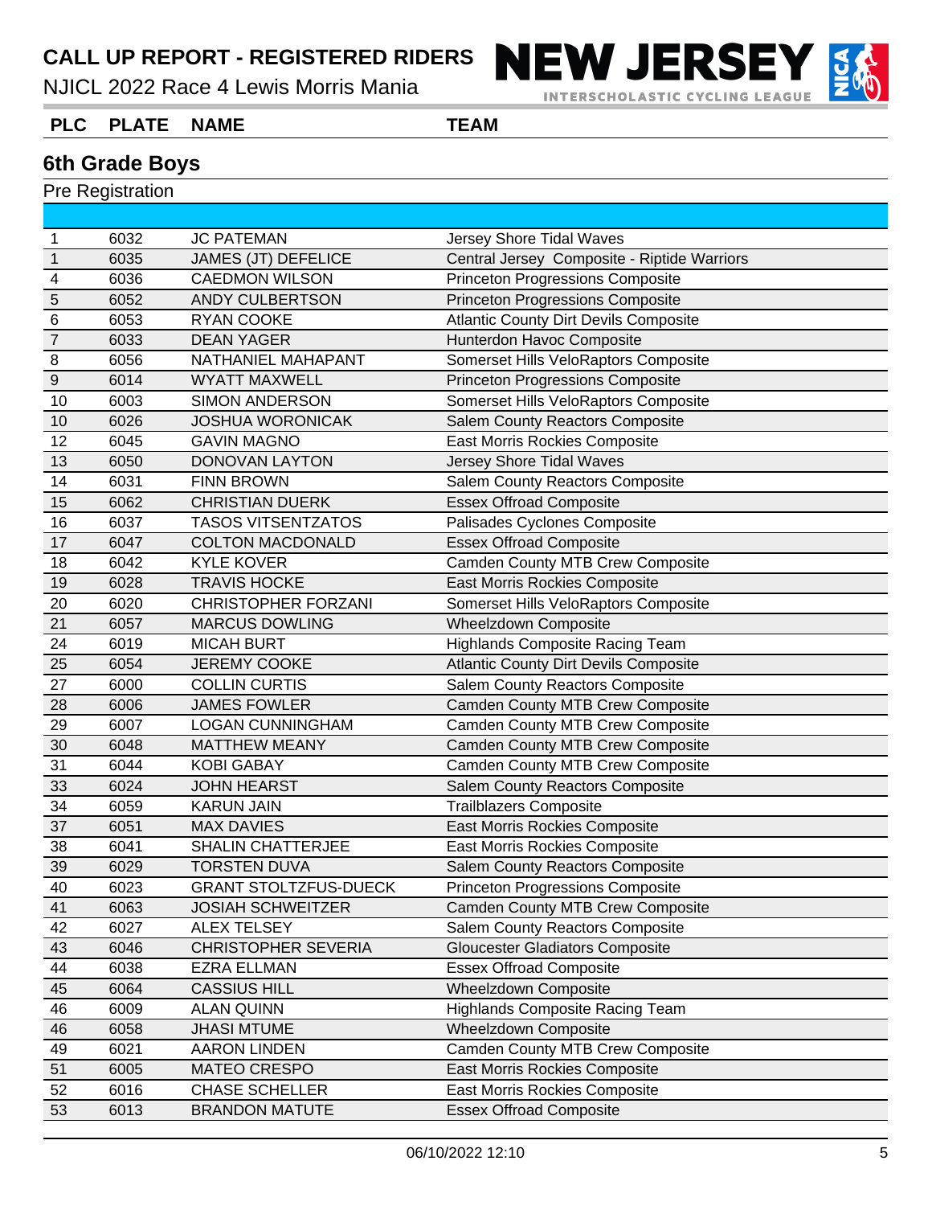# CALL UP REPORT - REGISTERED RIDERS

NJICL 2022 Race 4 Lewis Morris Mania

## 6th Grade Boys

Pre Registration

| PLC | PLATE | NAME | TEAM |
|---|---|---|---|
| 1 | 6032 | JC PATEMAN | Jersey Shore Tidal Waves |
| 1 | 6035 | JAMES (JT) DEFELICE | Central Jersey Composite - Riptide Warriors |
| 4 | 6036 | CAEDMON WILSON | Princeton Progressions Composite |
| 5 | 6052 | ANDY CULBERTSON | Princeton Progressions Composite |
| 6 | 6053 | RYAN COOKE | Atlantic County Dirt Devils Composite |
| 7 | 6033 | DEAN YAGER | Hunterdon Havoc Composite |
| 8 | 6056 | NATHANIEL MAHAPANT | Somerset Hills VeloRaptors Composite |
| 9 | 6014 | WYATT MAXWELL | Princeton Progressions Composite |
| 10 | 6003 | SIMON ANDERSON | Somerset Hills VeloRaptors Composite |
| 10 | 6026 | JOSHUA WORONICAK | Salem County Reactors Composite |
| 12 | 6045 | GAVIN MAGNO | East Morris Rockies Composite |
| 13 | 6050 | DONOVAN LAYTON | Jersey Shore Tidal Waves |
| 14 | 6031 | FINN BROWN | Salem County Reactors Composite |
| 15 | 6062 | CHRISTIAN DUERK | Essex Offroad Composite |
| 16 | 6037 | TASOS VITSENTZATOS | Palisades Cyclones Composite |
| 17 | 6047 | COLTON MACDONALD | Essex Offroad Composite |
| 18 | 6042 | KYLE KOVER | Camden County MTB Crew Composite |
| 19 | 6028 | TRAVIS HOCKE | East Morris Rockies Composite |
| 20 | 6020 | CHRISTOPHER FORZANI | Somerset Hills VeloRaptors Composite |
| 21 | 6057 | MARCUS DOWLING | Wheelzdown Composite |
| 24 | 6019 | MICAH BURT | Highlands Composite Racing Team |
| 25 | 6054 | JEREMY COOKE | Atlantic County Dirt Devils Composite |
| 27 | 6000 | COLLIN CURTIS | Salem County Reactors Composite |
| 28 | 6006 | JAMES FOWLER | Camden County MTB Crew Composite |
| 29 | 6007 | LOGAN CUNNINGHAM | Camden County MTB Crew Composite |
| 30 | 6048 | MATTHEW MEANY | Camden County MTB Crew Composite |
| 31 | 6044 | KOBI GABAY | Camden County MTB Crew Composite |
| 33 | 6024 | JOHN HEARST | Salem County Reactors Composite |
| 34 | 6059 | KARUN JAIN | Trailblazers Composite |
| 37 | 6051 | MAX DAVIES | East Morris Rockies Composite |
| 38 | 6041 | SHALIN CHATTERJEE | East Morris Rockies Composite |
| 39 | 6029 | TORSTEN DUVA | Salem County Reactors Composite |
| 40 | 6023 | GRANT STOLTZFUS-DUECK | Princeton Progressions Composite |
| 41 | 6063 | JOSIAH SCHWEITZER | Camden County MTB Crew Composite |
| 42 | 6027 | ALEX TELSEY | Salem County Reactors Composite |
| 43 | 6046 | CHRISTOPHER SEVERIA | Gloucester Gladiators Composite |
| 44 | 6038 | EZRA ELLMAN | Essex Offroad Composite |
| 45 | 6064 | CASSIUS HILL | Wheelzdown Composite |
| 46 | 6009 | ALAN QUINN | Highlands Composite Racing Team |
| 46 | 6058 | JHASI MTUME | Wheelzdown Composite |
| 49 | 6021 | AARON LINDEN | Camden County MTB Crew Composite |
| 51 | 6005 | MATEO CRESPO | East Morris Rockies Composite |
| 52 | 6016 | CHASE SCHELLER | East Morris Rockies Composite |
| 53 | 6013 | BRANDON MATUTE | Essex Offroad Composite |

06/10/2022 12:10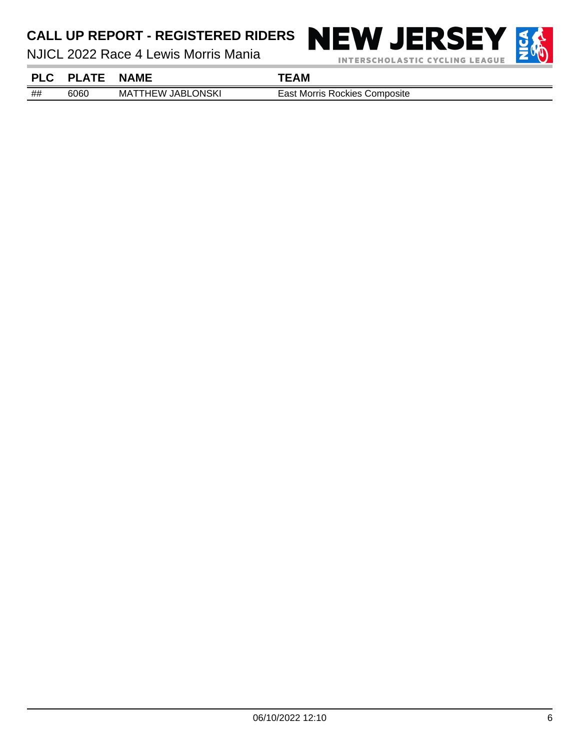| PLC | PLATE | NAME | TEAM |
|---|---|---|---|
| ## | 6060 | MATTHEW JABLONSKI | East Morris Rockies Composite |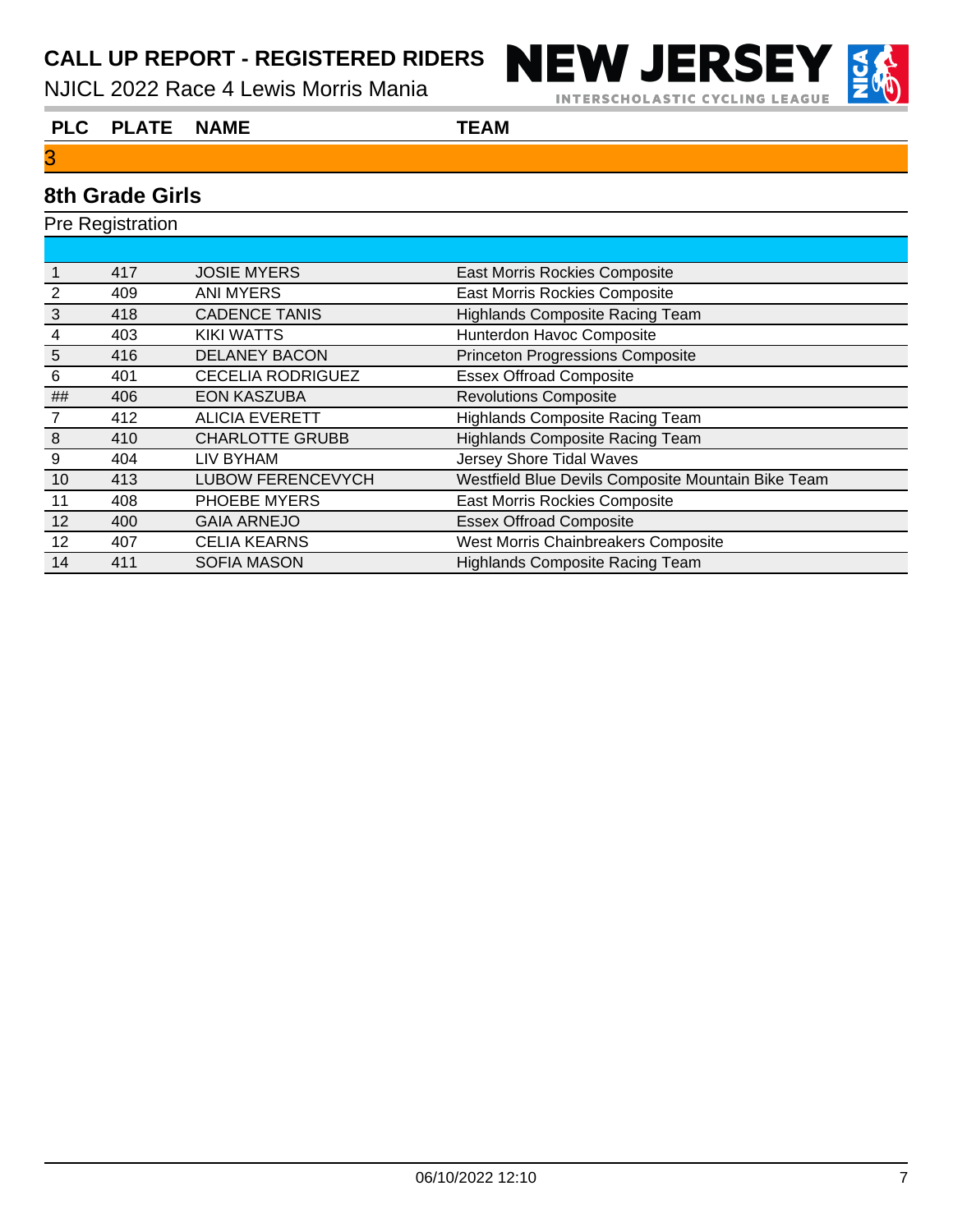# CALL UP REPORT - REGISTERED RIDERS

NJICL 2022 Race 4 Lewis Morris Mania

| PLC | PLATE | NAME | TEAM |
|---|---|---|---|

3

## 8th Grade Girls

Pre Registration

| PLC | PLATE | NAME | TEAM |
|---|---|---|---|
| 1 | 417 | JOSIE MYERS | East Morris Rockies Composite |
| 2 | 409 | ANI MYERS | East Morris Rockies Composite |
| 3 | 418 | CADENCE TANIS | Highlands Composite Racing Team |
| 4 | 403 | KIKI WATTS | Hunterdon Havoc Composite |
| 5 | 416 | DELANEY BACON | Princeton Progressions Composite |
| 6 | 401 | CECELIA RODRIGUEZ | Essex Offroad Composite |
| ## | 406 | EON KASZUBA | Revolutions Composite |
| 7 | 412 | ALICIA EVERETT | Highlands Composite Racing Team |
| 8 | 410 | CHARLOTTE GRUBB | Highlands Composite Racing Team |
| 9 | 404 | LIV BYHAM | Jersey Shore Tidal Waves |
| 10 | 413 | LUBOW FERENCEVYCH | Westfield Blue Devils Composite Mountain Bike Team |
| 11 | 408 | PHOEBE MYERS | East Morris Rockies Composite |
| 12 | 400 | GAIA ARNEJO | Essex Offroad Composite |
| 12 | 407 | CELIA KEARNS | West Morris Chainbreakers Composite |
| 14 | 411 | SOFIA MASON | Highlands Composite Racing Team |

06/10/2022 12:10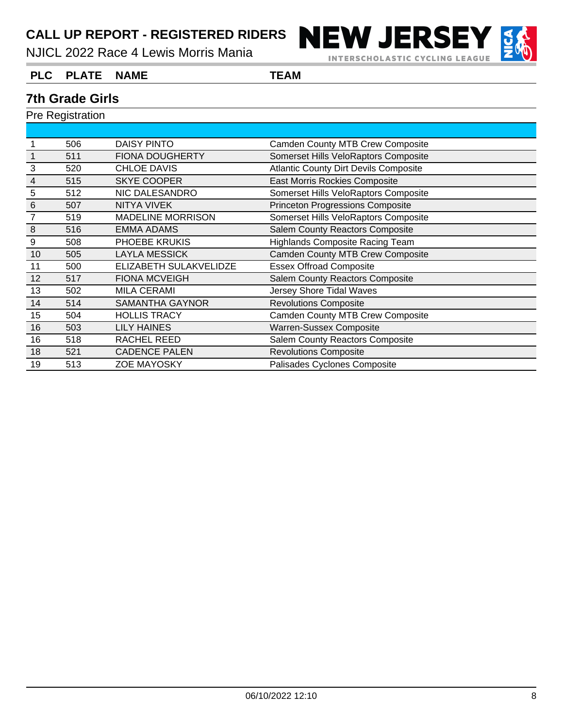# CALL UP REPORT - REGISTERED RIDERS

NJICL 2022 Race 4 Lewis Morris Mania

NEW JERSEY INTERSCHOLASTIC CYCLING LEAGUE

## 7th Grade Girls

Pre Registration

| PLC | PLATE | NAME | TEAM |
|---|---|---|---|
| 1 | 506 | DAISY PINTO | Camden County MTB Crew Composite |
| 1 | 511 | FIONA DOUGHERTY | Somerset Hills VeloRaptors Composite |
| 3 | 520 | CHLOE DAVIS | Atlantic County Dirt Devils Composite |
| 4 | 515 | SKYE COOPER | East Morris Rockies Composite |
| 5 | 512 | NIC DALESANDRO | Somerset Hills VeloRaptors Composite |
| 6 | 507 | NITYA VIVEK | Princeton Progressions Composite |
| 7 | 519 | MADELINE MORRISON | Somerset Hills VeloRaptors Composite |
| 8 | 516 | EMMA ADAMS | Salem County Reactors Composite |
| 9 | 508 | PHOEBE KRUKIS | Highlands Composite Racing Team |
| 10 | 505 | LAYLA MESSICK | Camden County MTB Crew Composite |
| 11 | 500 | ELIZABETH SULAKVELIDZE | Essex Offroad Composite |
| 12 | 517 | FIONA MCVEIGH | Salem County Reactors Composite |
| 13 | 502 | MILA CERAMI | Jersey Shore Tidal Waves |
| 14 | 514 | SAMANTHA GAYNOR | Revolutions Composite |
| 15 | 504 | HOLLIS TRACY | Camden County MTB Crew Composite |
| 16 | 503 | LILY HAINES | Warren-Sussex Composite |
| 16 | 518 | RACHEL REED | Salem County Reactors Composite |
| 18 | 521 | CADENCE PALEN | Revolutions Composite |
| 19 | 513 | ZOE MAYOSKY | Palisades Cyclones Composite |

06/10/2022 12:10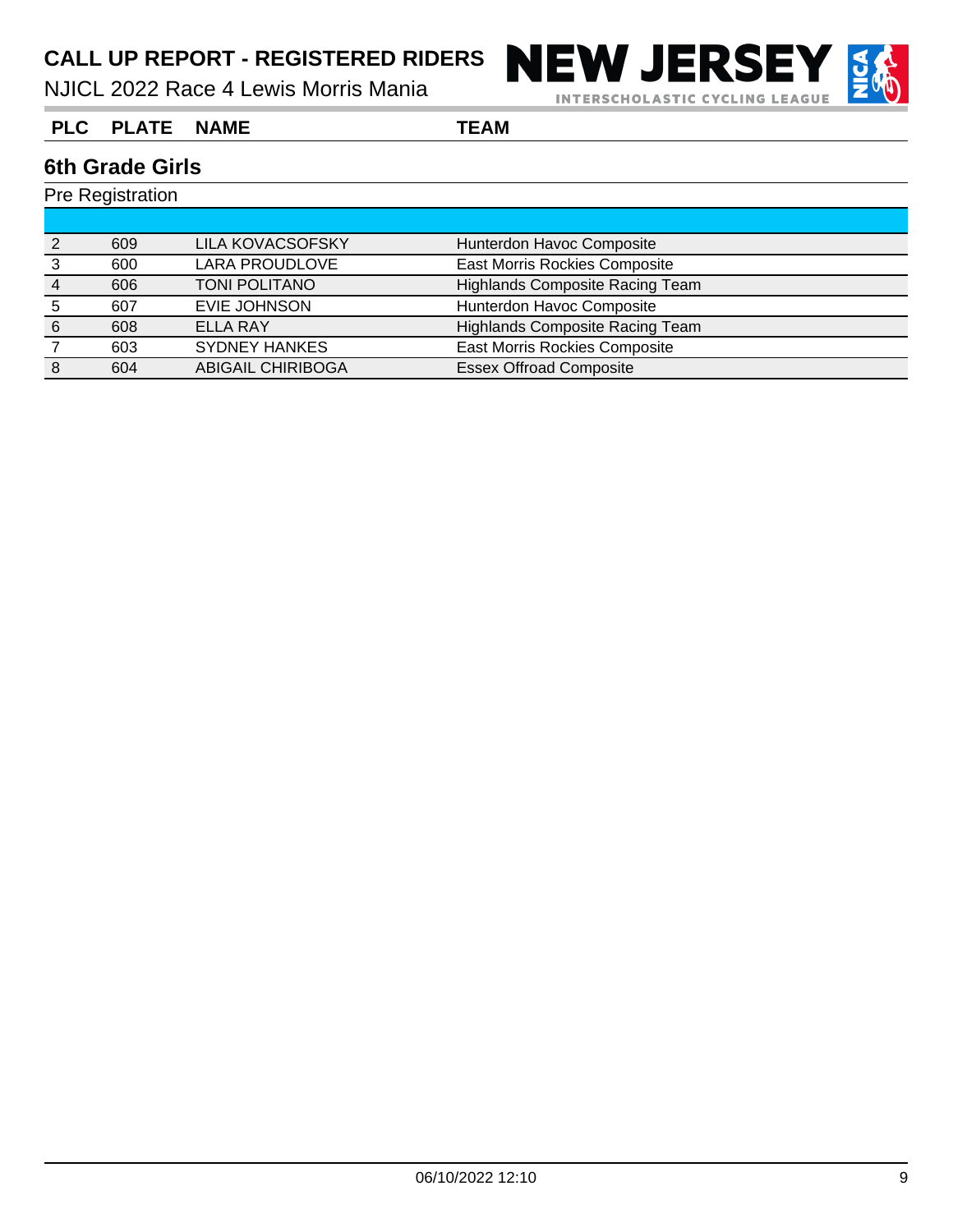# CALL UP REPORT - REGISTERED RIDERS

NJICL 2022 Race 4 Lewis Morris Mania

## 6th Grade Girls

Pre Registration

| PLC | PLATE | NAME | TEAM |
|---|---|---|---|
| 2 | 609 | LILA KOVACSOFSKY | Hunterdon Havoc Composite |
| 3 | 600 | LARA PROUDLOVE | East Morris Rockies Composite |
| 4 | 606 | TONI POLITANO | Highlands Composite Racing Team |
| 5 | 607 | EVIE JOHNSON | Hunterdon Havoc Composite |
| 6 | 608 | ELLA RAY | Highlands Composite Racing Team |
| 7 | 603 | SYDNEY HANKES | East Morris Rockies Composite |
| 8 | 604 | ABIGAIL CHIRIBOGA | Essex Offroad Composite |

06/10/2022 12:10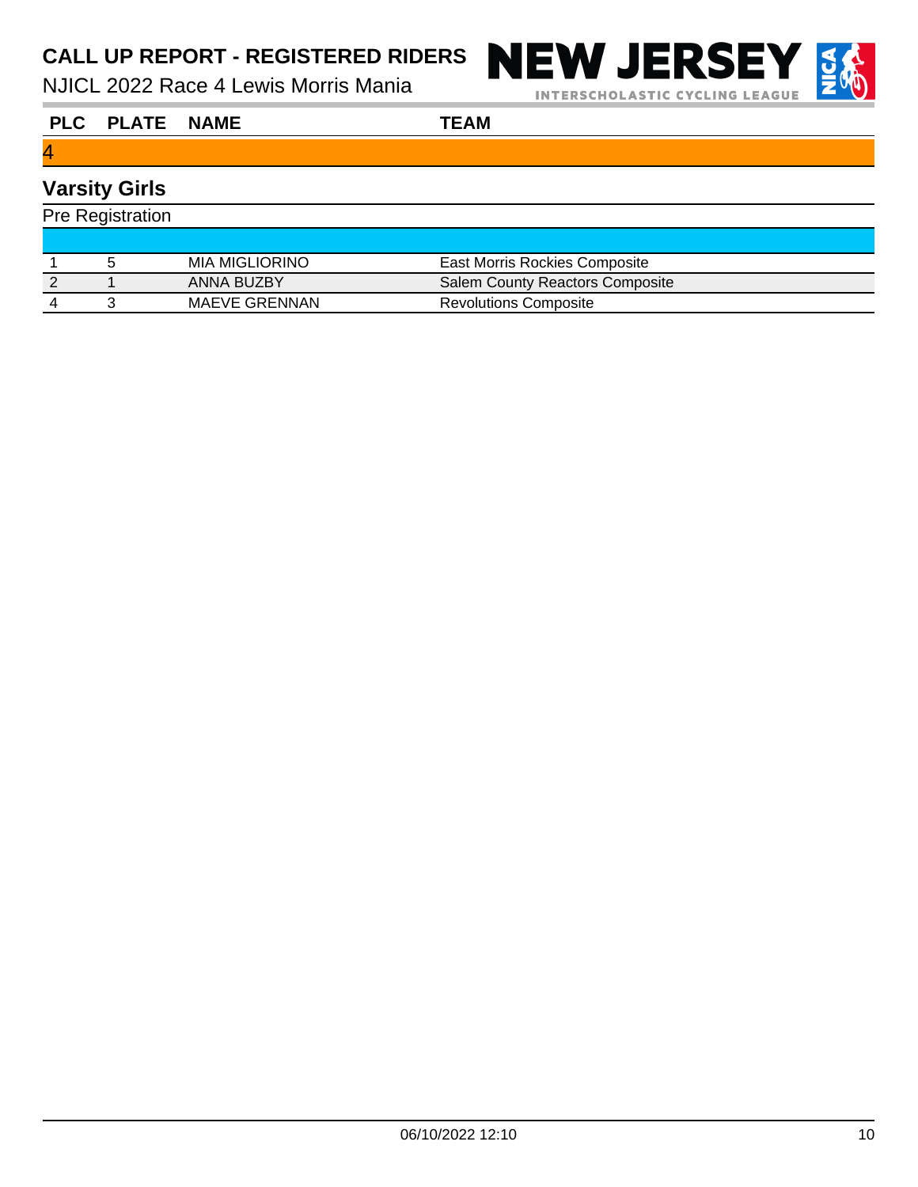# CALL UP REPORT - REGISTERED RIDERS

NJICL 2022 Race 4 Lewis Morris Mania

| PLC | PLATE | NAME | TEAM |
| --- | --- | --- | --- |
| 4 | | | |

## Varsity Girls

Pre Registration

| PLC | PLATE | NAME | TEAM |
| --- | --- | --- | --- |
| 1 | 5 | MIA MIGLIORINO | East Morris Rockies Composite |
| 2 | 1 | ANNA BUZBY | Salem County Reactors Composite |
| 4 | 3 | MAEVE GRENNAN | Revolutions Composite |

06/10/2022 12:10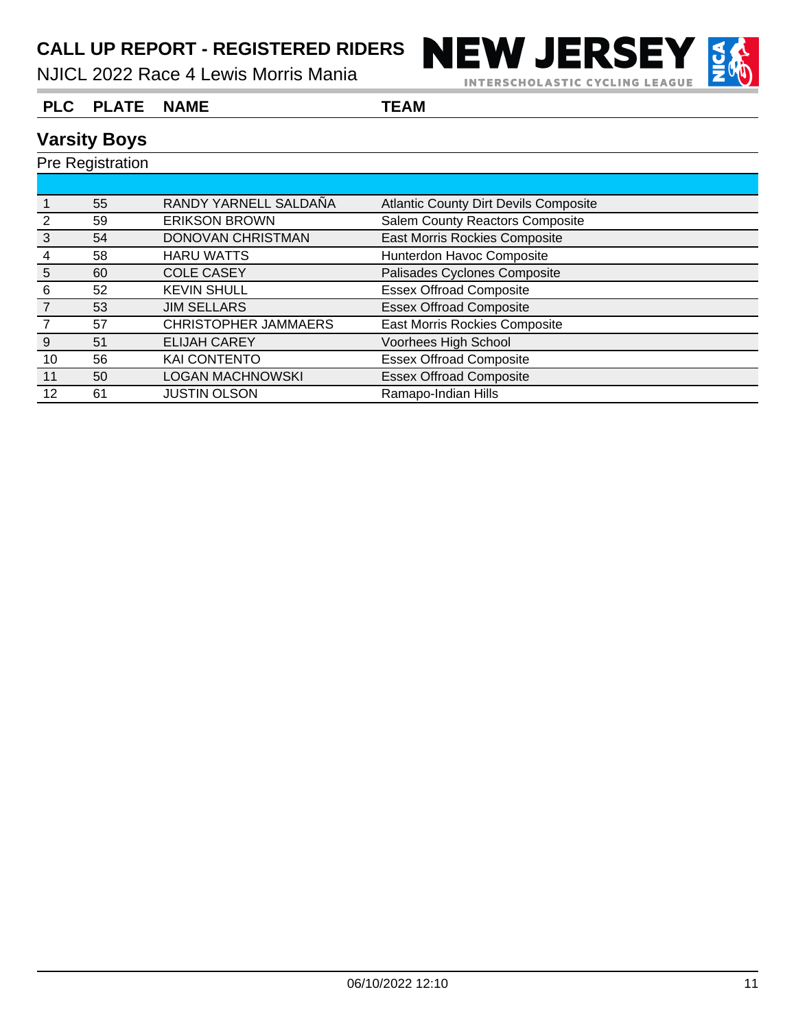# CALL UP REPORT - REGISTERED RIDERS

NJICL 2022 Race 4 Lewis Morris Mania

NEW JERSEY INTERSCHOLASTIC CYCLING LEAGUE

## Varsity Boys

Pre Registration

| PLC | PLATE | NAME | TEAM |
|---|---|---|---|
| 1 | 55 | RANDY YARNELL SALDAÑA | Atlantic County Dirt Devils Composite |
| 2 | 59 | ERIKSON BROWN | Salem County Reactors Composite |
| 3 | 54 | DONOVAN CHRISTMAN | East Morris Rockies Composite |
| 4 | 58 | HARU WATTS | Hunterdon Havoc Composite |
| 5 | 60 | COLE CASEY | Palisades Cyclones Composite |
| 6 | 52 | KEVIN SHULL | Essex Offroad Composite |
| 7 | 53 | JIM SELLARS | Essex Offroad Composite |
| 7 | 57 | CHRISTOPHER JAMMAERS | East Morris Rockies Composite |
| 9 | 51 | ELIJAH CAREY | Voorhees High School |
| 10 | 56 | KAI CONTENTO | Essex Offroad Composite |
| 11 | 50 | LOGAN MACHNOWSKI | Essex Offroad Composite |
| 12 | 61 | JUSTIN OLSON | Ramapo-Indian Hills |

06/10/2022 12:10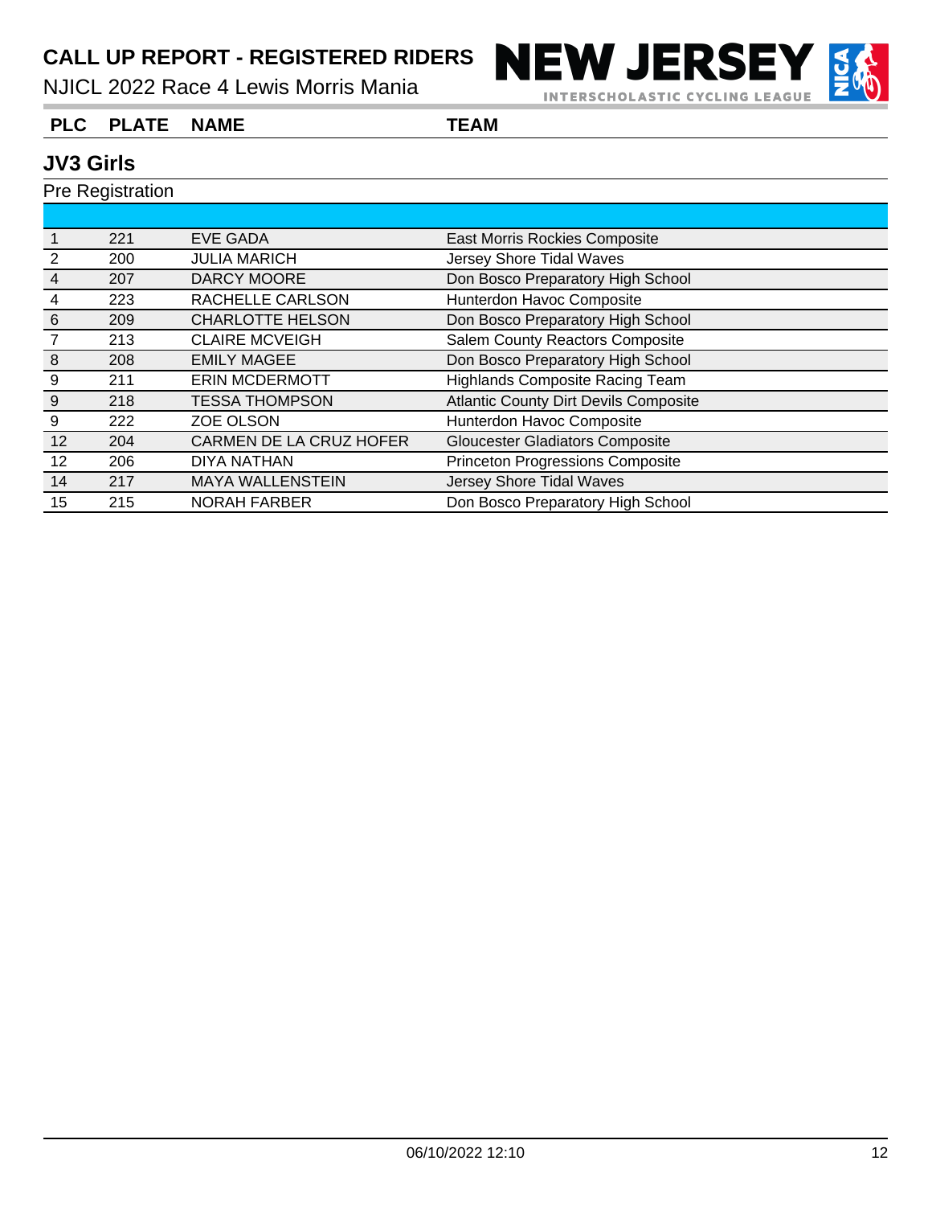# CALL UP REPORT - REGISTERED RIDERS

NJICL 2022 Race 4 Lewis Morris Mania

## JV3 Girls

Pre Registration

| PLC | PLATE | NAME | TEAM |
|---|---|---|---|
| 1 | 221 | EVE GADA | East Morris Rockies Composite |
| 2 | 200 | JULIA MARICH | Jersey Shore Tidal Waves |
| 4 | 207 | DARCY MOORE | Don Bosco Preparatory High School |
| 4 | 223 | RACHELLE CARLSON | Hunterdon Havoc Composite |
| 6 | 209 | CHARLOTTE HELSON | Don Bosco Preparatory High School |
| 7 | 213 | CLAIRE MCVEIGH | Salem County Reactors Composite |
| 8 | 208 | EMILY MAGEE | Don Bosco Preparatory High School |
| 9 | 211 | ERIN MCDERMOTT | Highlands Composite Racing Team |
| 9 | 218 | TESSA THOMPSON | Atlantic County Dirt Devils Composite |
| 9 | 222 | ZOE OLSON | Hunterdon Havoc Composite |
| 12 | 204 | CARMEN DE LA CRUZ HOFER | Gloucester Gladiators Composite |
| 12 | 206 | DIYA NATHAN | Princeton Progressions Composite |
| 14 | 217 | MAYA WALLENSTEIN | Jersey Shore Tidal Waves |
| 15 | 215 | NORAH FARBER | Don Bosco Preparatory High School |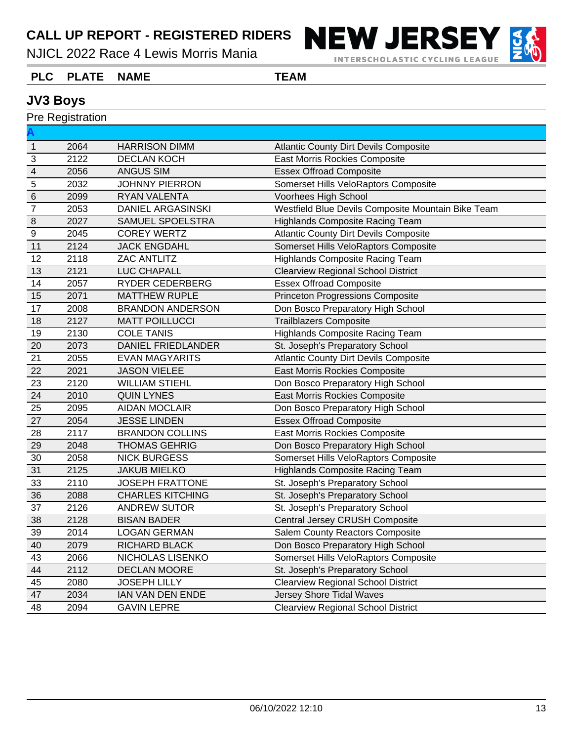# CALL UP REPORT - REGISTERED RIDERS

NJICL 2022 Race 4 Lewis Morris Mania

## JV3 Boys

Pre Registration

| PLC | PLATE | NAME | TEAM |
|---|---|---|---|
| **A** | | | |
| 1 | 2064 | HARRISON DIMM | Atlantic County Dirt Devils Composite |
| 3 | 2122 | DECLAN KOCH | East Morris Rockies Composite |
| 4 | 2056 | ANGUS SIM | Essex Offroad Composite |
| 5 | 2032 | JOHNNY PIERRON | Somerset Hills VeloRaptors Composite |
| 6 | 2099 | RYAN VALENTA | Voorhees High School |
| 7 | 2053 | DANIEL ARGASINSKI | Westfield Blue Devils Composite Mountain Bike Team |
| 8 | 2027 | SAMUEL SPOELSTRA | Highlands Composite Racing Team |
| 9 | 2045 | COREY WERTZ | Atlantic County Dirt Devils Composite |
| 11 | 2124 | JACK ENGDAHL | Somerset Hills VeloRaptors Composite |
| 12 | 2118 | ZAC ANTLITZ | Highlands Composite Racing Team |
| 13 | 2121 | LUC CHAPALL | Clearview Regional School District |
| 14 | 2057 | RYDER CEDERBERG | Essex Offroad Composite |
| 15 | 2071 | MATTHEW RUPLE | Princeton Progressions Composite |
| 17 | 2008 | BRANDON ANDERSON | Don Bosco Preparatory High School |
| 18 | 2127 | MATT POILLUCCI | Trailblazers Composite |
| 19 | 2130 | COLE TANIS | Highlands Composite Racing Team |
| 20 | 2073 | DANIEL FRIEDLANDER | St. Joseph's Preparatory School |
| 21 | 2055 | EVAN MAGYARITS | Atlantic County Dirt Devils Composite |
| 22 | 2021 | JASON VIELEE | East Morris Rockies Composite |
| 23 | 2120 | WILLIAM STIEHL | Don Bosco Preparatory High School |
| 24 | 2010 | QUIN LYNES | East Morris Rockies Composite |
| 25 | 2095 | AIDAN MOCLAIR | Don Bosco Preparatory High School |
| 27 | 2054 | JESSE LINDEN | Essex Offroad Composite |
| 28 | 2117 | BRANDON COLLINS | East Morris Rockies Composite |
| 29 | 2048 | THOMAS GEHRIG | Don Bosco Preparatory High School |
| 30 | 2058 | NICK BURGESS | Somerset Hills VeloRaptors Composite |
| 31 | 2125 | JAKUB MIELKO | Highlands Composite Racing Team |
| 33 | 2110 | JOSEPH FRATTONE | St. Joseph's Preparatory School |
| 36 | 2088 | CHARLES KITCHING | St. Joseph's Preparatory School |
| 37 | 2126 | ANDREW SUTOR | St. Joseph's Preparatory School |
| 38 | 2128 | BISAN BADER | Central Jersey CRUSH Composite |
| 39 | 2014 | LOGAN GERMAN | Salem County Reactors Composite |
| 40 | 2079 | RICHARD BLACK | Don Bosco Preparatory High School |
| 43 | 2066 | NICHOLAS LISENKO | Somerset Hills VeloRaptors Composite |
| 44 | 2112 | DECLAN MOORE | St. Joseph's Preparatory School |
| 45 | 2080 | JOSEPH LILLY | Clearview Regional School District |
| 47 | 2034 | IAN VAN DEN ENDE | Jersey Shore Tidal Waves |
| 48 | 2094 | GAVIN LEPRE | Clearview Regional School District |

06/10/2022 12:10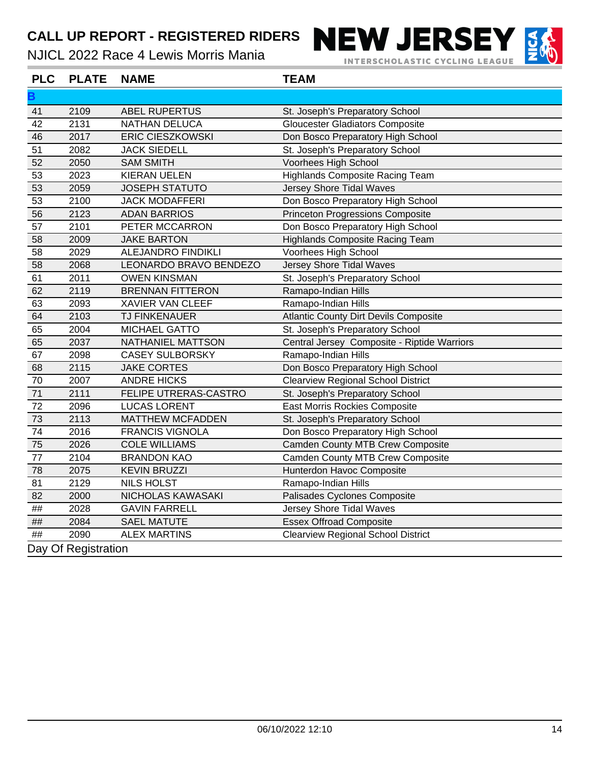# CALL UP REPORT - REGISTERED RIDERS

NJICL 2022 Race 4 Lewis Morris Mania

NEW JERSEY INTERSCHOLASTIC CYCLING LEAGUE

| PLC | PLATE | NAME | TEAM |
|---|---|---|---|
| **B** | | | |
| 41 | 2109 | ABEL RUPERTUS | St. Joseph's Preparatory School |
| 42 | 2131 | NATHAN DELUCA | Gloucester Gladiators Composite |
| 46 | 2017 | ERIC CIESZKOWSKI | Don Bosco Preparatory High School |
| 51 | 2082 | JACK SIEDELL | St. Joseph's Preparatory School |
| 52 | 2050 | SAM SMITH | Voorhees High School |
| 53 | 2023 | KIERAN UELEN | Highlands Composite Racing Team |
| 53 | 2059 | JOSEPH STATUTO | Jersey Shore Tidal Waves |
| 53 | 2100 | JACK MODAFFERI | Don Bosco Preparatory High School |
| 56 | 2123 | ADAN BARRIOS | Princeton Progressions Composite |
| 57 | 2101 | PETER MCCARRON | Don Bosco Preparatory High School |
| 58 | 2009 | JAKE BARTON | Highlands Composite Racing Team |
| 58 | 2029 | ALEJANDRO FINDIKLI | Voorhees High School |
| 58 | 2068 | LEONARDO BRAVO BENDEZO | Jersey Shore Tidal Waves |
| 61 | 2011 | OWEN KINSMAN | St. Joseph's Preparatory School |
| 62 | 2119 | BRENNAN FITTERON | Ramapo-Indian Hills |
| 63 | 2093 | XAVIER VAN CLEEF | Ramapo-Indian Hills |
| 64 | 2103 | TJ FINKENAUER | Atlantic County Dirt Devils Composite |
| 65 | 2004 | MICHAEL GATTO | St. Joseph's Preparatory School |
| 65 | 2037 | NATHANIEL MATTSON | Central Jersey Composite - Riptide Warriors |
| 67 | 2098 | CASEY SULBORSKY | Ramapo-Indian Hills |
| 68 | 2115 | JAKE CORTES | Don Bosco Preparatory High School |
| 70 | 2007 | ANDRE HICKS | Clearview Regional School District |
| 71 | 2111 | FELIPE UTRERAS-CASTRO | St. Joseph's Preparatory School |
| 72 | 2096 | LUCAS LORENT | East Morris Rockies Composite |
| 73 | 2113 | MATTHEW MCFADDEN | St. Joseph's Preparatory School |
| 74 | 2016 | FRANCIS VIGNOLA | Don Bosco Preparatory High School |
| 75 | 2026 | COLE WILLIAMS | Camden County MTB Crew Composite |
| 77 | 2104 | BRANDON KAO | Camden County MTB Crew Composite |
| 78 | 2075 | KEVIN BRUZZI | Hunterdon Havoc Composite |
| 81 | 2129 | NILS HOLST | Ramapo-Indian Hills |
| 82 | 2000 | NICHOLAS KAWASAKI | Palisades Cyclones Composite |
| ## | 2028 | GAVIN FARRELL | Jersey Shore Tidal Waves |
| ## | 2084 | SAEL MATUTE | Essex Offroad Composite |
| ## | 2090 | ALEX MARTINS | Clearview Regional School District |

Day Of Registration

06/10/2022 12:10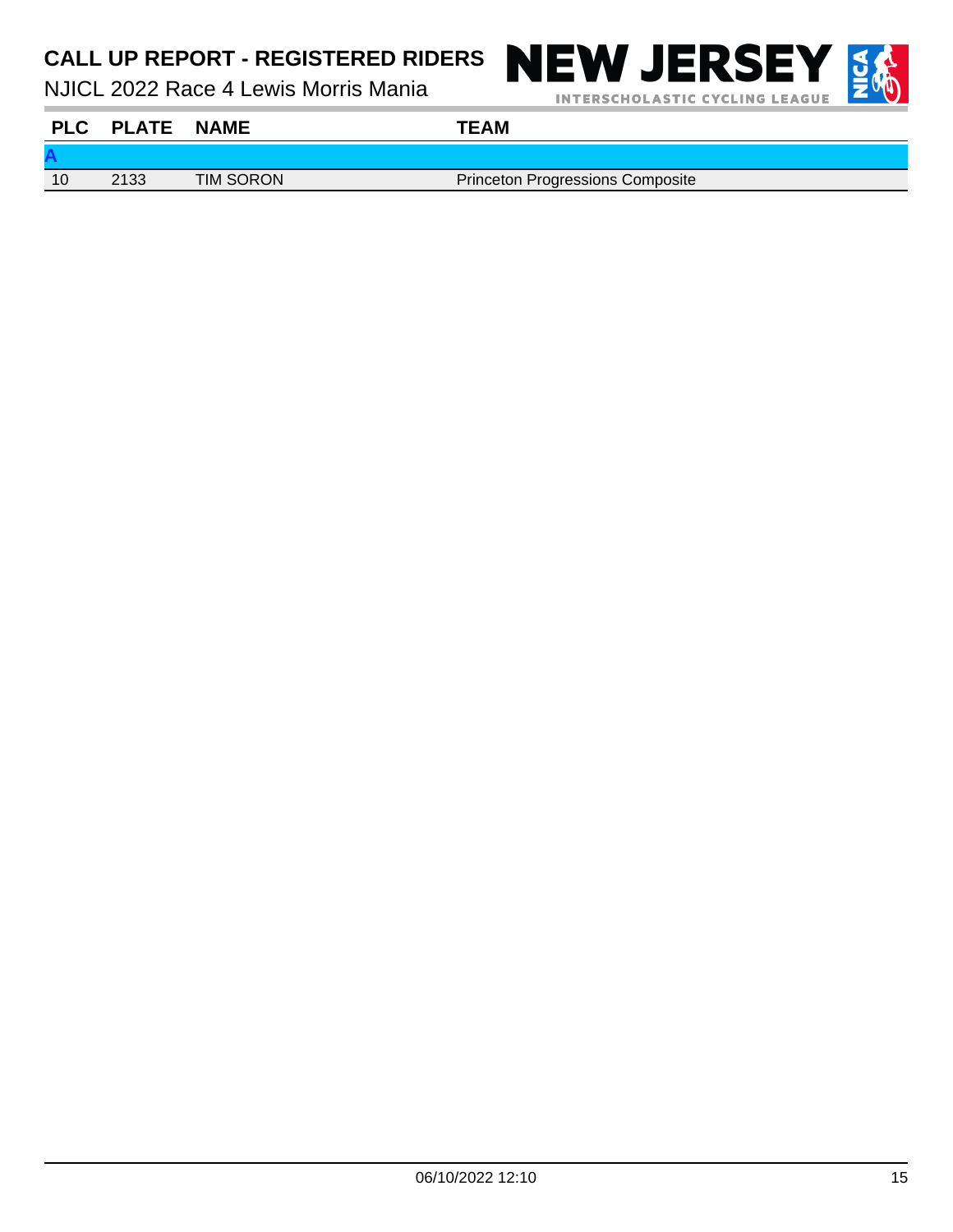# CALL UP REPORT - REGISTERED RIDERS

NJICL 2022 Race 4 Lewis Morris Mania

| PLC | PLATE | NAME | TEAM |
|---|---|---|---|
| **A** | | | |
| 10 | 2133 | TIM SORON | Princeton Progressions Composite |

06/10/2022 12:10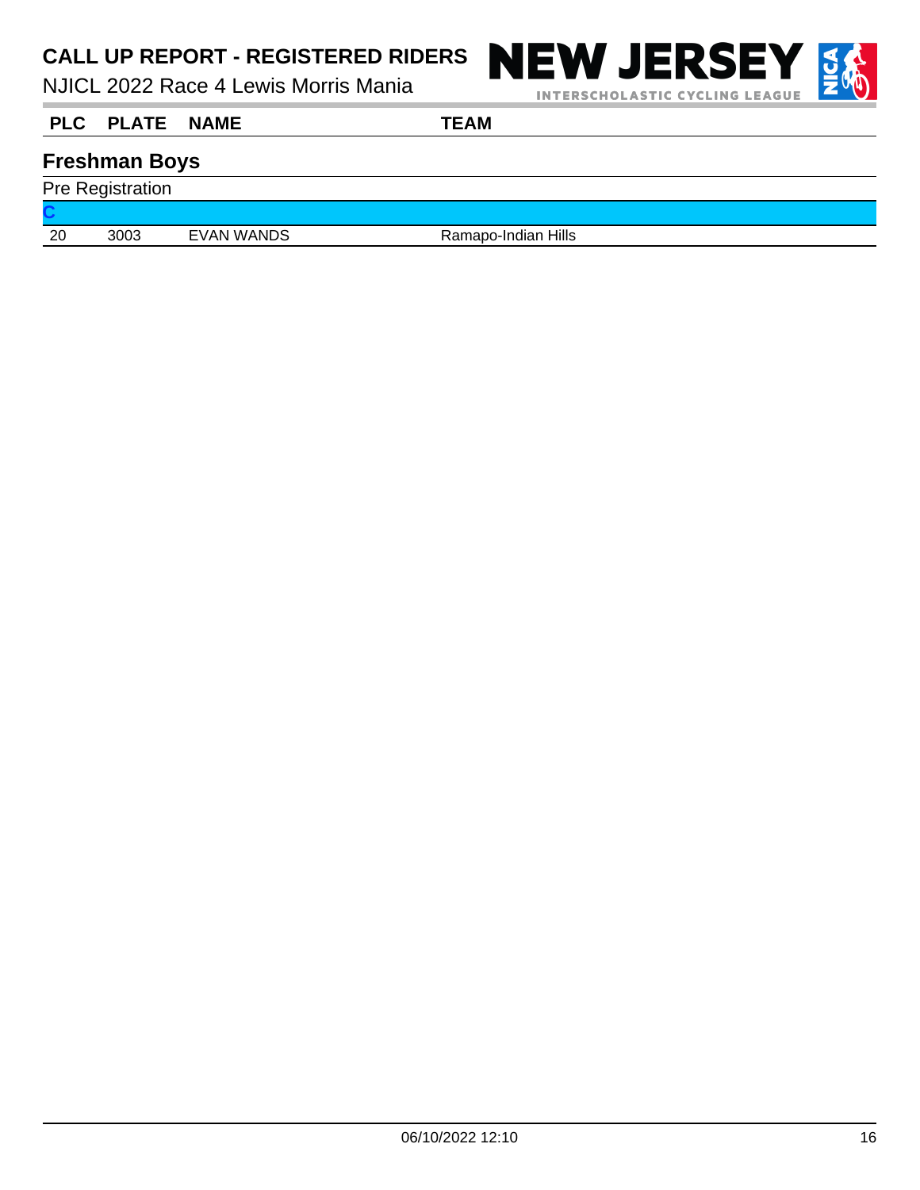## Freshman Boys

Pre Registration

| PLC | PLATE | NAME | TEAM |
|---|---|---|---|
| **C** | | | |
| 20 | 3003 | EVAN WANDS | Ramapo-Indian Hills |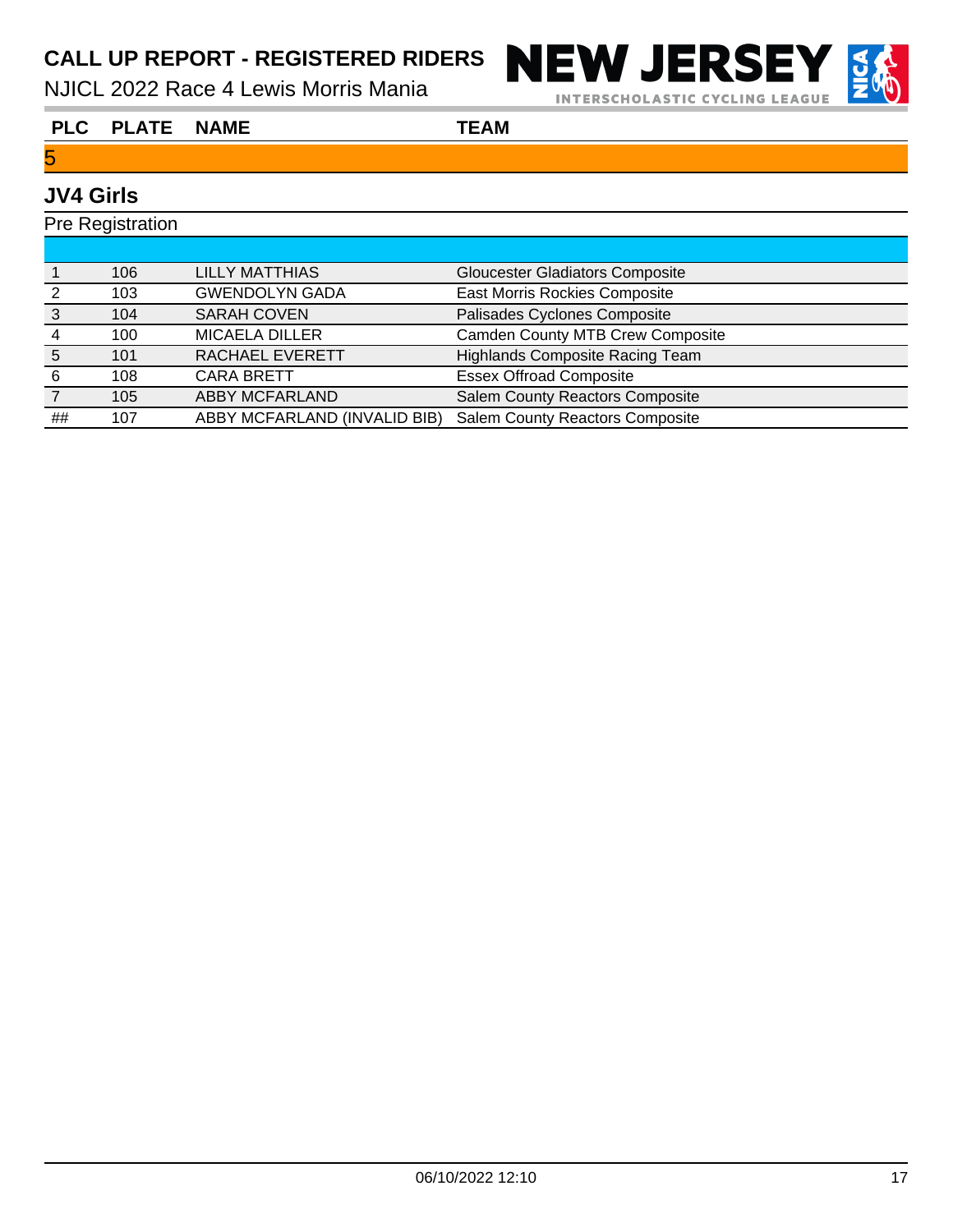# CALL UP REPORT - REGISTERED RIDERS

NJICL 2022 Race 4 Lewis Morris Mania

5

## JV4 Girls

Pre Registration

| PLC | PLATE | NAME | TEAM |
|---|---|---|---|
| 1 | 106 | LILLY MATTHIAS | Gloucester Gladiators Composite |
| 2 | 103 | GWENDOLYN GADA | East Morris Rockies Composite |
| 3 | 104 | SARAH COVEN | Palisades Cyclones Composite |
| 4 | 100 | MICAELA DILLER | Camden County MTB Crew Composite |
| 5 | 101 | RACHAEL EVERETT | Highlands Composite Racing Team |
| 6 | 108 | CARA BRETT | Essex Offroad Composite |
| 7 | 105 | ABBY MCFARLAND | Salem County Reactors Composite |
| ## | 107 | ABBY MCFARLAND (INVALID BIB) | Salem County Reactors Composite |

06/10/2022 12:10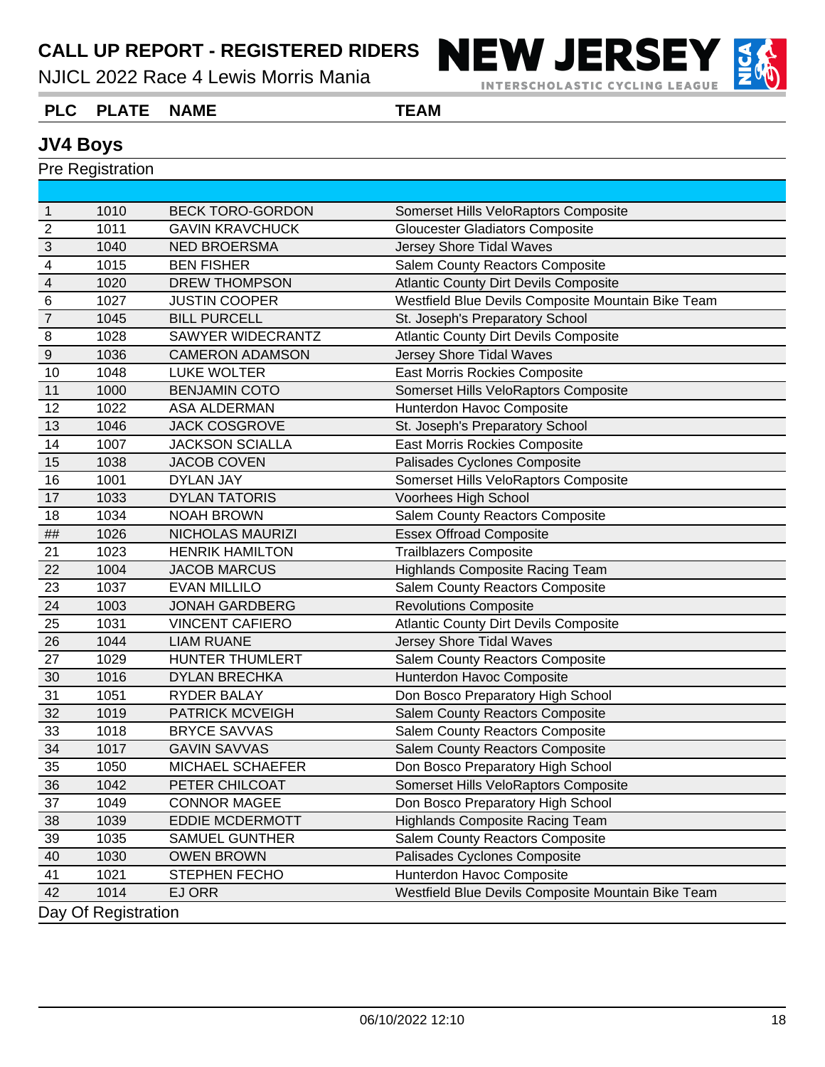# CALL UP REPORT - REGISTERED RIDERS

NJICL 2022 Race 4 Lewis Morris Mania

NEW JERSEY INTERSCHOLASTIC CYCLING LEAGUE

## JV4 Boys

Pre Registration

| PLC | PLATE | NAME | TEAM |
|---|---|---|---|
| 1 | 1010 | BECK TORO-GORDON | Somerset Hills VeloRaptors Composite |
| 2 | 1011 | GAVIN KRAVCHUCK | Gloucester Gladiators Composite |
| 3 | 1040 | NED BROERSMA | Jersey Shore Tidal Waves |
| 4 | 1015 | BEN FISHER | Salem County Reactors Composite |
| 4 | 1020 | DREW THOMPSON | Atlantic County Dirt Devils Composite |
| 6 | 1027 | JUSTIN COOPER | Westfield Blue Devils Composite Mountain Bike Team |
| 7 | 1045 | BILL PURCELL | St. Joseph's Preparatory School |
| 8 | 1028 | SAWYER WIDECRANTZ | Atlantic County Dirt Devils Composite |
| 9 | 1036 | CAMERON ADAMSON | Jersey Shore Tidal Waves |
| 10 | 1048 | LUKE WOLTER | East Morris Rockies Composite |
| 11 | 1000 | BENJAMIN COTO | Somerset Hills VeloRaptors Composite |
| 12 | 1022 | ASA ALDERMAN | Hunterdon Havoc Composite |
| 13 | 1046 | JACK COSGROVE | St. Joseph's Preparatory School |
| 14 | 1007 | JACKSON SCIALLA | East Morris Rockies Composite |
| 15 | 1038 | JACOB COVEN | Palisades Cyclones Composite |
| 16 | 1001 | DYLAN JAY | Somerset Hills VeloRaptors Composite |
| 17 | 1033 | DYLAN TATORIS | Voorhees High School |
| 18 | 1034 | NOAH BROWN | Salem County Reactors Composite |
| ## | 1026 | NICHOLAS MAURIZI | Essex Offroad Composite |
| 21 | 1023 | HENRIK HAMILTON | Trailblazers Composite |
| 22 | 1004 | JACOB MARCUS | Highlands Composite Racing Team |
| 23 | 1037 | EVAN MILLILO | Salem County Reactors Composite |
| 24 | 1003 | JONAH GARDBERG | Revolutions Composite |
| 25 | 1031 | VINCENT CAFIERO | Atlantic County Dirt Devils Composite |
| 26 | 1044 | LIAM RUANE | Jersey Shore Tidal Waves |
| 27 | 1029 | HUNTER THUMLERT | Salem County Reactors Composite |
| 30 | 1016 | DYLAN BRECHKA | Hunterdon Havoc Composite |
| 31 | 1051 | RYDER BALAY | Don Bosco Preparatory High School |
| 32 | 1019 | PATRICK MCVEIGH | Salem County Reactors Composite |
| 33 | 1018 | BRYCE SAVVAS | Salem County Reactors Composite |
| 34 | 1017 | GAVIN SAVVAS | Salem County Reactors Composite |
| 35 | 1050 | MICHAEL SCHAEFER | Don Bosco Preparatory High School |
| 36 | 1042 | PETER CHILCOAT | Somerset Hills VeloRaptors Composite |
| 37 | 1049 | CONNOR MAGEE | Don Bosco Preparatory High School |
| 38 | 1039 | EDDIE MCDERMOTT | Highlands Composite Racing Team |
| 39 | 1035 | SAMUEL GUNTHER | Salem County Reactors Composite |
| 40 | 1030 | OWEN BROWN | Palisades Cyclones Composite |
| 41 | 1021 | STEPHEN FECHO | Hunterdon Havoc Composite |
| 42 | 1014 | EJ ORR | Westfield Blue Devils Composite Mountain Bike Team |

Day Of Registration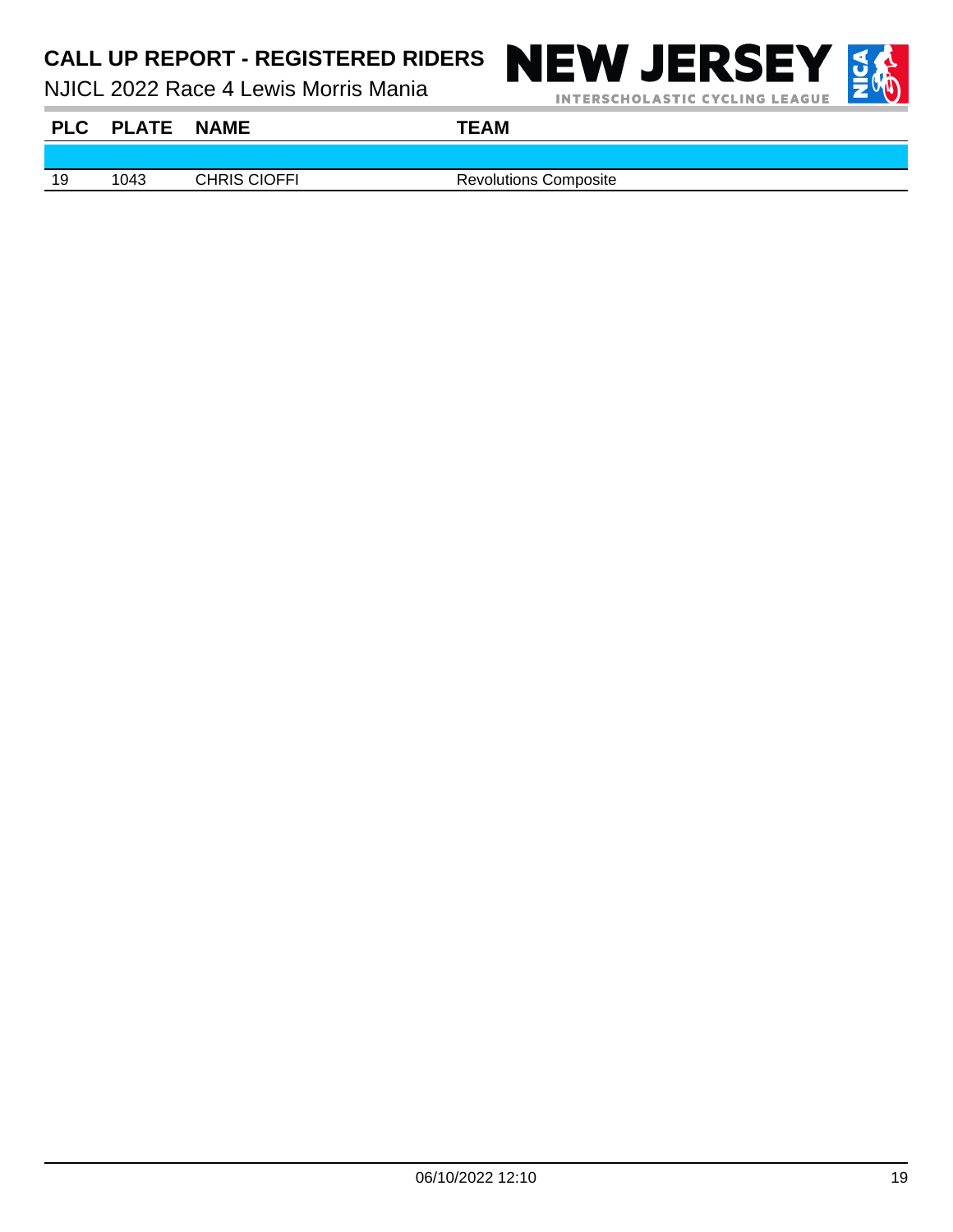# CALL UP REPORT - REGISTERED RIDERS

NJICL 2022 Race 4 Lewis Morris Mania

| PLC | PLATE | NAME | TEAM |
|---|---|---|---|
| | | | |
| 19 | 1043 | CHRIS CIOFFI | Revolutions Composite |

06/10/2022 12:10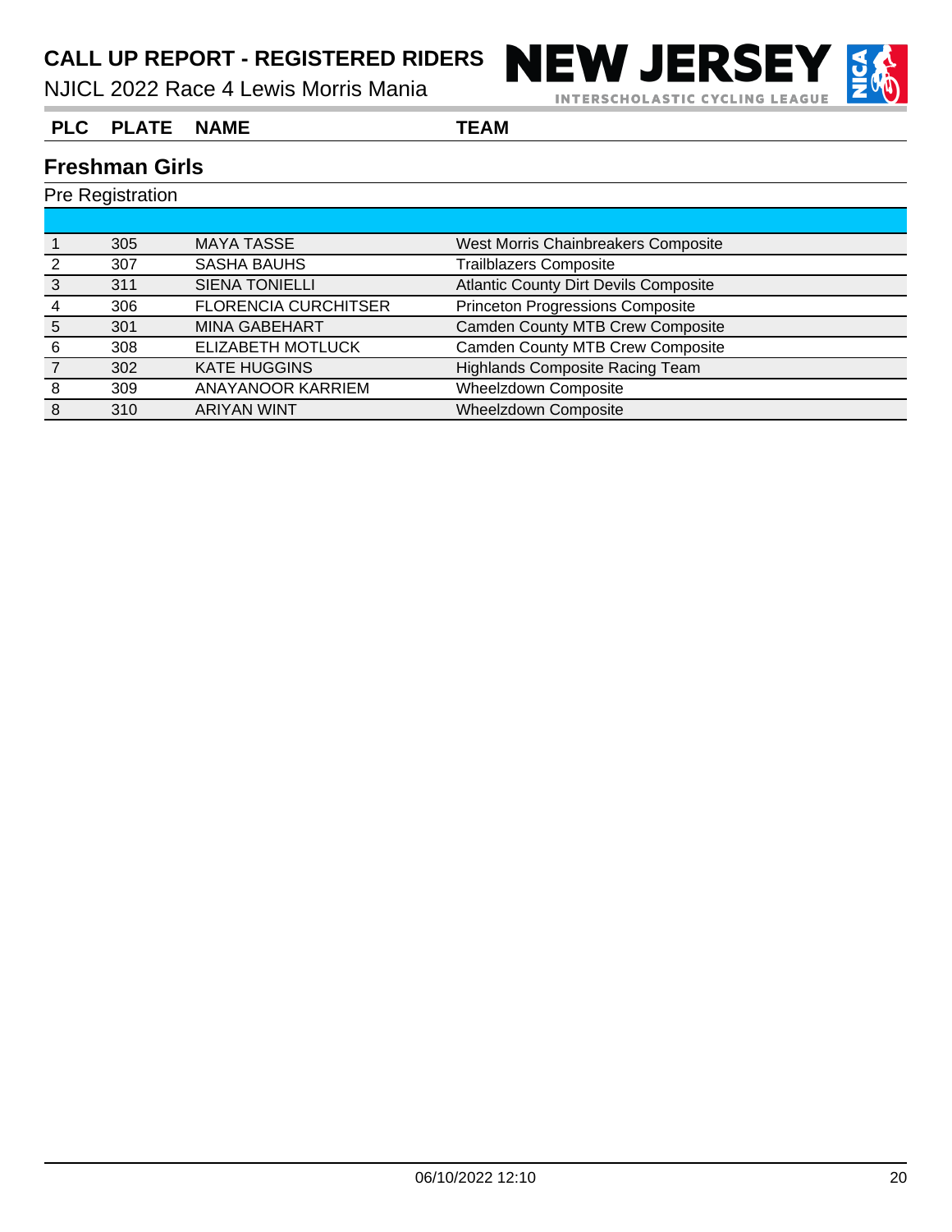# CALL UP REPORT - REGISTERED RIDERS

NJICL 2022 Race 4 Lewis Morris Mania

NEW JERSEY INTERSCHOLASTIC CYCLING LEAGUE

## Freshman Girls

Pre Registration

| PLC | PLATE | NAME | TEAM |
|---|---|---|---|
| 1 | 305 | MAYA TASSE | West Morris Chainbreakers Composite |
| 2 | 307 | SASHA BAUHS | Trailblazers Composite |
| 3 | 311 | SIENA TONIELLI | Atlantic County Dirt Devils Composite |
| 4 | 306 | FLORENCIA CURCHITSER | Princeton Progressions Composite |
| 5 | 301 | MINA GABEHART | Camden County MTB Crew Composite |
| 6 | 308 | ELIZABETH MOTLUCK | Camden County MTB Crew Composite |
| 7 | 302 | KATE HUGGINS | Highlands Composite Racing Team |
| 8 | 309 | ANAYANOOR KARRIEM | Wheelzdown Composite |
| 8 | 310 | ARIYAN WINT | Wheelzdown Composite |

06/10/2022 12:10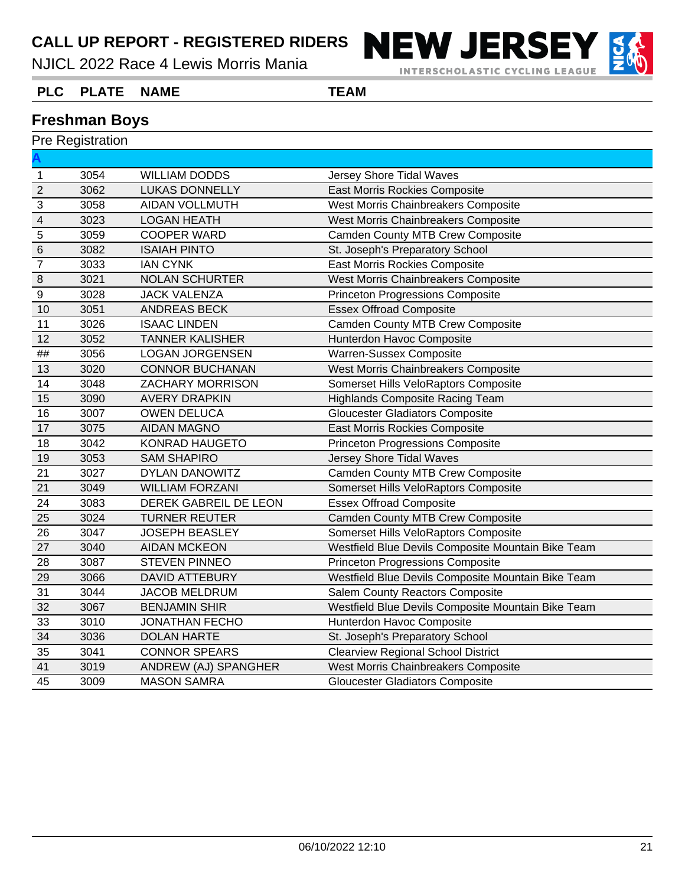# CALL UP REPORT - REGISTERED RIDERS

NJICL 2022 Race 4 Lewis Morris Mania

NEW JERSEY INTERSCHOLASTIC CYCLING LEAGUE

## Freshman Boys

Pre Registration

| PLC | PLATE | NAME | TEAM |
|---|---|---|---|
| **A** | | | |
| 1 | 3054 | WILLIAM DODDS | Jersey Shore Tidal Waves |
| 2 | 3062 | LUKAS DONNELLY | East Morris Rockies Composite |
| 3 | 3058 | AIDAN VOLLMUTH | West Morris Chainbreakers Composite |
| 4 | 3023 | LOGAN HEATH | West Morris Chainbreakers Composite |
| 5 | 3059 | COOPER WARD | Camden County MTB Crew Composite |
| 6 | 3082 | ISAIAH PINTO | St. Joseph's Preparatory School |
| 7 | 3033 | IAN CYNK | East Morris Rockies Composite |
| 8 | 3021 | NOLAN SCHURTER | West Morris Chainbreakers Composite |
| 9 | 3028 | JACK VALENZA | Princeton Progressions Composite |
| 10 | 3051 | ANDREAS BECK | Essex Offroad Composite |
| 11 | 3026 | ISAAC LINDEN | Camden County MTB Crew Composite |
| 12 | 3052 | TANNER KALISHER | Hunterdon Havoc Composite |
| ## | 3056 | LOGAN JORGENSEN | Warren-Sussex Composite |
| 13 | 3020 | CONNOR BUCHANAN | West Morris Chainbreakers Composite |
| 14 | 3048 | ZACHARY MORRISON | Somerset Hills VeloRaptors Composite |
| 15 | 3090 | AVERY DRAPKIN | Highlands Composite Racing Team |
| 16 | 3007 | OWEN DELUCA | Gloucester Gladiators Composite |
| 17 | 3075 | AIDAN MAGNO | East Morris Rockies Composite |
| 18 | 3042 | KONRAD HAUGETO | Princeton Progressions Composite |
| 19 | 3053 | SAM SHAPIRO | Jersey Shore Tidal Waves |
| 21 | 3027 | DYLAN DANOWITZ | Camden County MTB Crew Composite |
| 21 | 3049 | WILLIAM FORZANI | Somerset Hills VeloRaptors Composite |
| 24 | 3083 | DEREK GABREIL DE LEON | Essex Offroad Composite |
| 25 | 3024 | TURNER REUTER | Camden County MTB Crew Composite |
| 26 | 3047 | JOSEPH BEASLEY | Somerset Hills VeloRaptors Composite |
| 27 | 3040 | AIDAN MCKEON | Westfield Blue Devils Composite Mountain Bike Team |
| 28 | 3087 | STEVEN PINNEO | Princeton Progressions Composite |
| 29 | 3066 | DAVID ATTEBURY | Westfield Blue Devils Composite Mountain Bike Team |
| 31 | 3044 | JACOB MELDRUM | Salem County Reactors Composite |
| 32 | 3067 | BENJAMIN SHIR | Westfield Blue Devils Composite Mountain Bike Team |
| 33 | 3010 | JONATHAN FECHO | Hunterdon Havoc Composite |
| 34 | 3036 | DOLAN HARTE | St. Joseph's Preparatory School |
| 35 | 3041 | CONNOR SPEARS | Clearview Regional School District |
| 41 | 3019 | ANDREW (AJ) SPANGHER | West Morris Chainbreakers Composite |
| 45 | 3009 | MASON SAMRA | Gloucester Gladiators Composite |

06/10/2022 12:10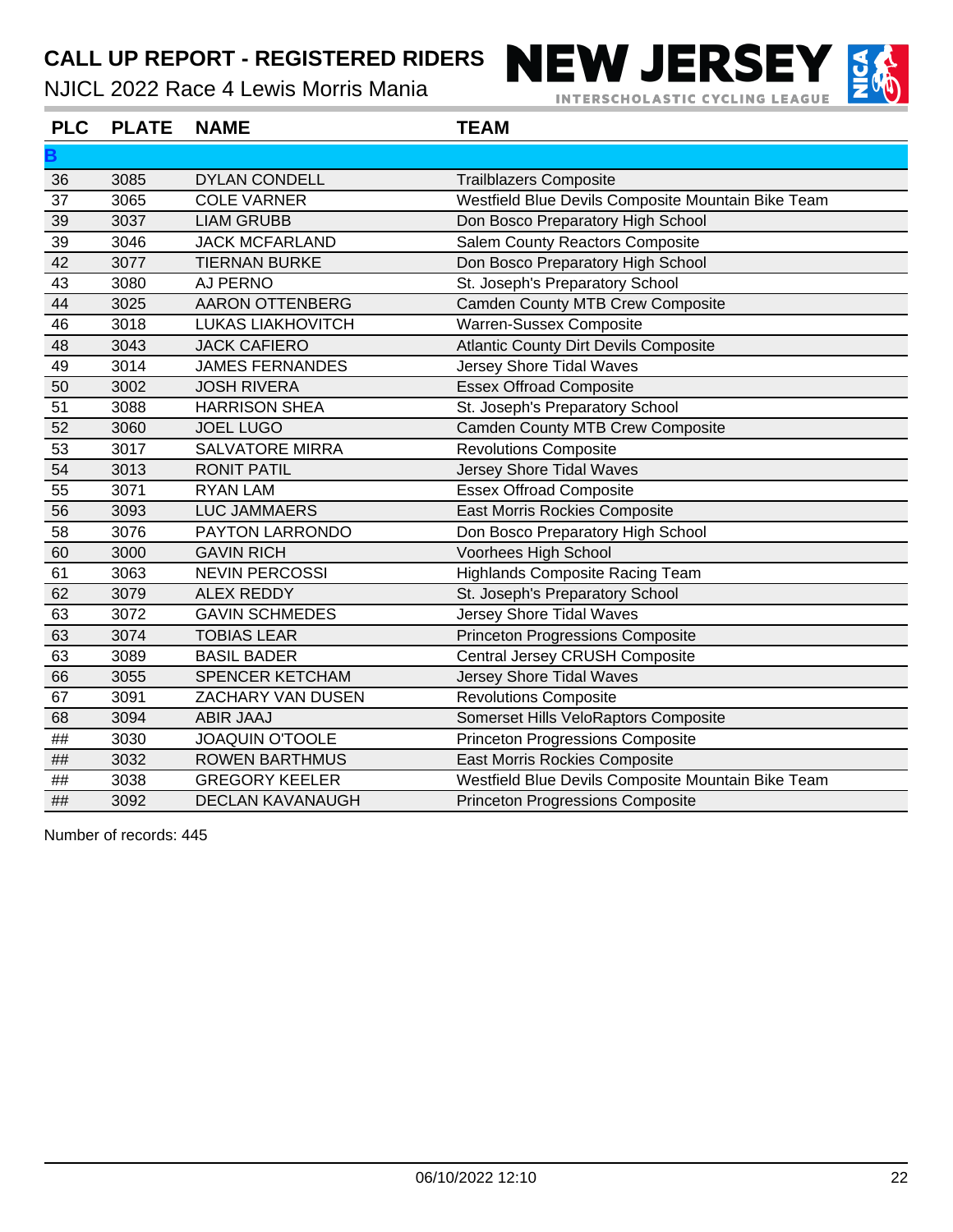# CALL UP REPORT - REGISTERED RIDERS

NJICL 2022 Race 4 Lewis Morris Mania

NEW JERSEY INTERSCHOLASTIC CYCLING LEAGUE

| PLC | PLATE | NAME | TEAM |
|---|---|---|---|
| **B** | | | |
| 36 | 3085 | DYLAN CONDELL | Trailblazers Composite |
| 37 | 3065 | COLE VARNER | Westfield Blue Devils Composite Mountain Bike Team |
| 39 | 3037 | LIAM GRUBB | Don Bosco Preparatory High School |
| 39 | 3046 | JACK MCFARLAND | Salem County Reactors Composite |
| 42 | 3077 | TIERNAN BURKE | Don Bosco Preparatory High School |
| 43 | 3080 | AJ PERNO | St. Joseph's Preparatory School |
| 44 | 3025 | AARON OTTENBERG | Camden County MTB Crew Composite |
| 46 | 3018 | LUKAS LIAKHOVITCH | Warren-Sussex Composite |
| 48 | 3043 | JACK CAFIERO | Atlantic County Dirt Devils Composite |
| 49 | 3014 | JAMES FERNANDES | Jersey Shore Tidal Waves |
| 50 | 3002 | JOSH RIVERA | Essex Offroad Composite |
| 51 | 3088 | HARRISON SHEA | St. Joseph's Preparatory School |
| 52 | 3060 | JOEL LUGO | Camden County MTB Crew Composite |
| 53 | 3017 | SALVATORE MIRRA | Revolutions Composite |
| 54 | 3013 | RONIT PATIL | Jersey Shore Tidal Waves |
| 55 | 3071 | RYAN LAM | Essex Offroad Composite |
| 56 | 3093 | LUC JAMMAERS | East Morris Rockies Composite |
| 58 | 3076 | PAYTON LARRONDO | Don Bosco Preparatory High School |
| 60 | 3000 | GAVIN RICH | Voorhees High School |
| 61 | 3063 | NEVIN PERCOSSI | Highlands Composite Racing Team |
| 62 | 3079 | ALEX REDDY | St. Joseph's Preparatory School |
| 63 | 3072 | GAVIN SCHMEDES | Jersey Shore Tidal Waves |
| 63 | 3074 | TOBIAS LEAR | Princeton Progressions Composite |
| 63 | 3089 | BASIL BADER | Central Jersey CRUSH Composite |
| 66 | 3055 | SPENCER KETCHAM | Jersey Shore Tidal Waves |
| 67 | 3091 | ZACHARY VAN DUSEN | Revolutions Composite |
| 68 | 3094 | ABIR JAAJ | Somerset Hills VeloRaptors Composite |
| ## | 3030 | JOAQUIN O'TOOLE | Princeton Progressions Composite |
| ## | 3032 | ROWEN BARTHMUS | East Morris Rockies Composite |
| ## | 3038 | GREGORY KEELER | Westfield Blue Devils Composite Mountain Bike Team |
| ## | 3092 | DECLAN KAVANAUGH | Princeton Progressions Composite |

Number of records: 445

06/10/2022 12:10